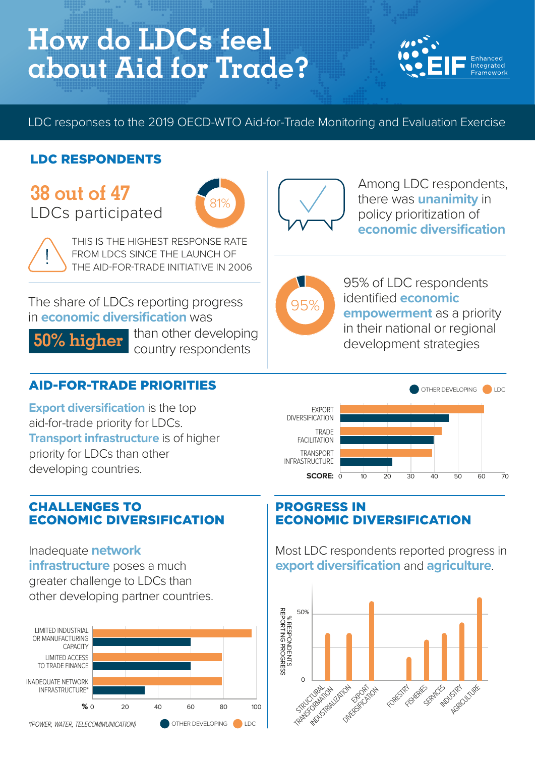# How do LDCs feel about Aid for Trade?

EIF Enhanced Integrated Framework

LDC responses to the 2019 OECD-WTO Aid-for-Trade Monitoring and Evaluation Exercise

## LDC RESPONDENTS

**38 out of 47** LDCs participated

81%

THIS IS THE HIGHEST RESPONSE RATE FROM LDCS SINCE THE LAUNCH OF THE AID-FOR-TRADE INITIATIVE IN 2006

The share of LDCs reporting progress in **economic diversification** was **50% higher** than other developing country respondents

Among LDC respondents, there was **unanimity** in policy prioritization of **economic diversification**

95%

95% of LDC respondents identified **economic empowerment** as a priority in their national or regional development strategies

## AID-FOR-TRADE PRIORITIES

**Export diversification** is the top aid-for-trade priority for LDCs. **Transport infrastructure** is of higher priority for LDCs than other developing countries.

OTHER DEVELOPING | LDC

EXPORT DIVERSIFICATION

TRADE FACILITATION

TRANSPORT INFRASTRUCTURE

SCORE: 0 10 20 30 40 50 60 70

## CHALLENGES TO ECONOMIC DIVERSIFICATION

Inadequate **network infrastructure** poses a much greater challenge to LDCs than other developing partner countries.

LIMITED INDUSTRIAL OR MANUFACTURING CAPACITY

LIMITED ACCESS TO TRADE FINANCE

INADEQUATE NETWORK INFRASTRUCTURE*

% 0 20 40 60 80 100

*(POWER, WATER, TELECOMMUNICATION)

OTHER DEVELOPING | LDC

## PROGRESS IN ECONOMIC DIVERSIFICATION

Most LDC respondents reported progress in **export diversification** and **agriculture**.

% RESPONDENTS REPORTING PROGRESS

50%

0

STRUCTURAL TRANSFORMATION, INDUSTRIALIZATION, EXPORT DIVERSIFICATION, FORESTRY, FISHERIES, SERVICES, INDUSTRY, AGRICULTURE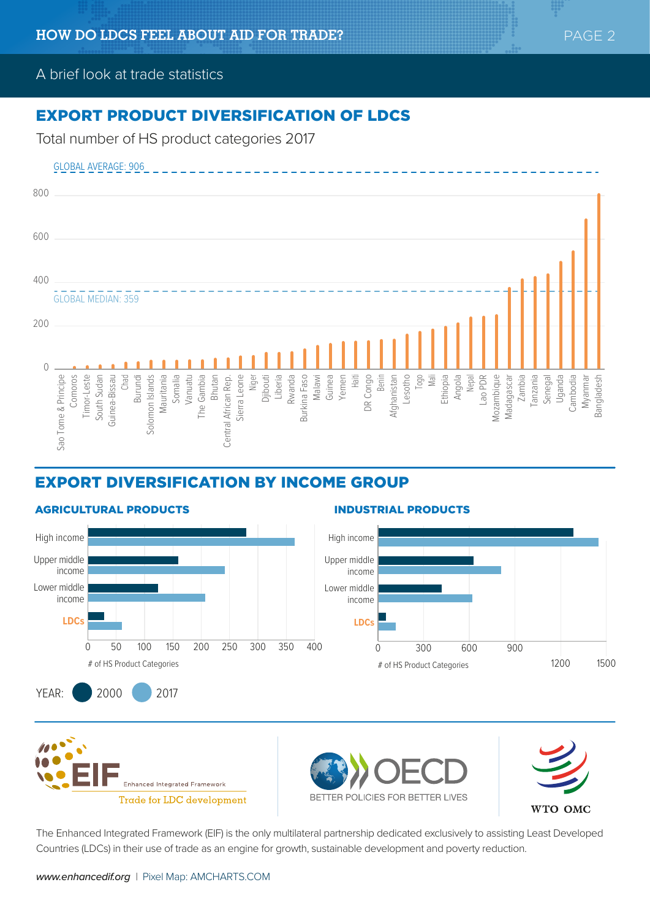A brief look at trade statistics

## EXPORT PRODUCT DIVERSIFICATION OF LDCS

Total number of HS product categories 2017

GLOBAL AVERAGE: 906

GLOBAL MEDIAN: 359

0
200
400
600
800

Sao Tome & Principe, Comoros, Timor-Leste, South Sudan, Guinea-Bissau, Chad, Burundi, Solomon Islands, Mauritania, Somalia, Vanuatu, The Gambia, Bhutan, Central African Rep., Sierra Leone, Niger, Djibouti, Liberia, Rwanda, Burkina Faso, Malawi, Guinea, Yemen, Haiti, DR Congo, Benin, Afghanistan, Lesotho, Togo, Mali, Ethiopia, Angola, Nepal, Lao PDR, Mozambique, Madagascar, Zambia, Tanzania, Senegal, Uganda, Cambodia, Myanmar, Bangladesh

## EXPORT DIVERSIFICATION BY INCOME GROUP

### AGRICULTURAL PRODUCTS

High income
Upper middle income
Lower middle income
LDCs

0 50 100 150 200 250 300 350 400

# of HS Product Categories

### INDUSTRIAL PRODUCTS

High income
Upper middle income
Lower middle income
LDCs

0 300 600 900 1200 1500

# of HS Product Categories

YEAR: 2000 2017

EIF Enhanced Integrated Framework
Trade for LDC development

OECD
BETTER POLICIES FOR BETTER LIVES

WTO OMC

The Enhanced Integrated Framework (EIF) is the only multilateral partnership dedicated exclusively to assisting Least Developed Countries (LDCs) in their use of trade as an engine for growth, sustainable development and poverty reduction.

*www.enhancedif.org* | Pixel Map: AMCHARTS.COM